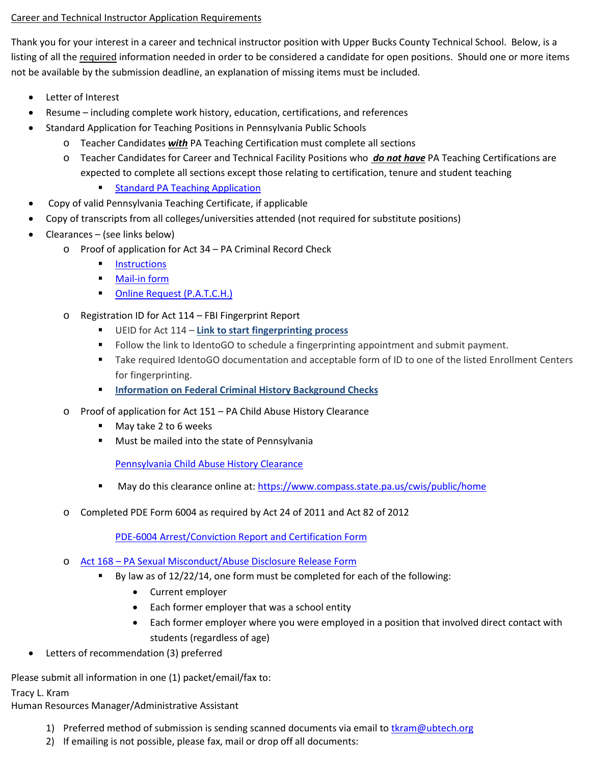Career and Technical Instructor Application Requirements

Thank you for your interest in a career and technical instructor position with Upper Bucks County Technical School. Below, is a listing of all the required information needed in order to be considered a candidate for open positions. Should one or more items not be available by the submission deadline, an explanation of missing items must be included.

- Letter of Interest
- Resume – including complete work history, education, certifications, and references
- Standard Application for Teaching Positions in Pennsylvania Public Schools
  - Teacher Candidates ***with*** PA Teaching Certification must complete all sections
  - Teacher Candidates for Career and Technical Facility Positions who ***do not have*** PA Teaching Certifications are expected to complete all sections except those relating to certification, tenure and student teaching
    - Standard PA Teaching Application
- Copy of valid Pennsylvania Teaching Certificate, if applicable
- Copy of transcripts from all colleges/universities attended (not required for substitute positions)
- Clearances – (see links below)
  - Proof of application for Act 34 – PA Criminal Record Check
    - Instructions
    - Mail-in form
    - Online Request (P.A.T.C.H.)
  - Registration ID for Act 114 – FBI Fingerprint Report
    - UEID for Act 114 – **Link to start fingerprinting process**
    - Follow the link to IdentoGO to schedule a fingerprinting appointment and submit payment.
    - Take required IdentoGO documentation and acceptable form of ID to one of the listed Enrollment Centers for fingerprinting.
    - **Information on Federal Criminal History Background Checks**
  - Proof of application for Act 151 – PA Child Abuse History Clearance
    - May take 2 to 6 weeks
    - Must be mailed into the state of Pennsylvania

      Pennsylvania Child Abuse History Clearance

    - May do this clearance online at: https://www.compass.state.pa.us/cwis/public/home
  - Completed PDE Form 6004 as required by Act 24 of 2011 and Act 82 of 2012

    PDE-6004 Arrest/Conviction Report and Certification Form

  - Act 168 – PA Sexual Misconduct/Abuse Disclosure Release Form
    - By law as of 12/22/14, one form must be completed for each of the following:
      - Current employer
      - Each former employer that was a school entity
      - Each former employer where you were employed in a position that involved direct contact with students (regardless of age)
- Letters of recommendation (3) preferred

Please submit all information in one (1) packet/email/fax to:

Tracy L. Kram  
Human Resources Manager/Administrative Assistant

1) Preferred method of submission is sending scanned documents via email to tkram@ubtech.org
2) If emailing is not possible, please fax, mail or drop off all documents: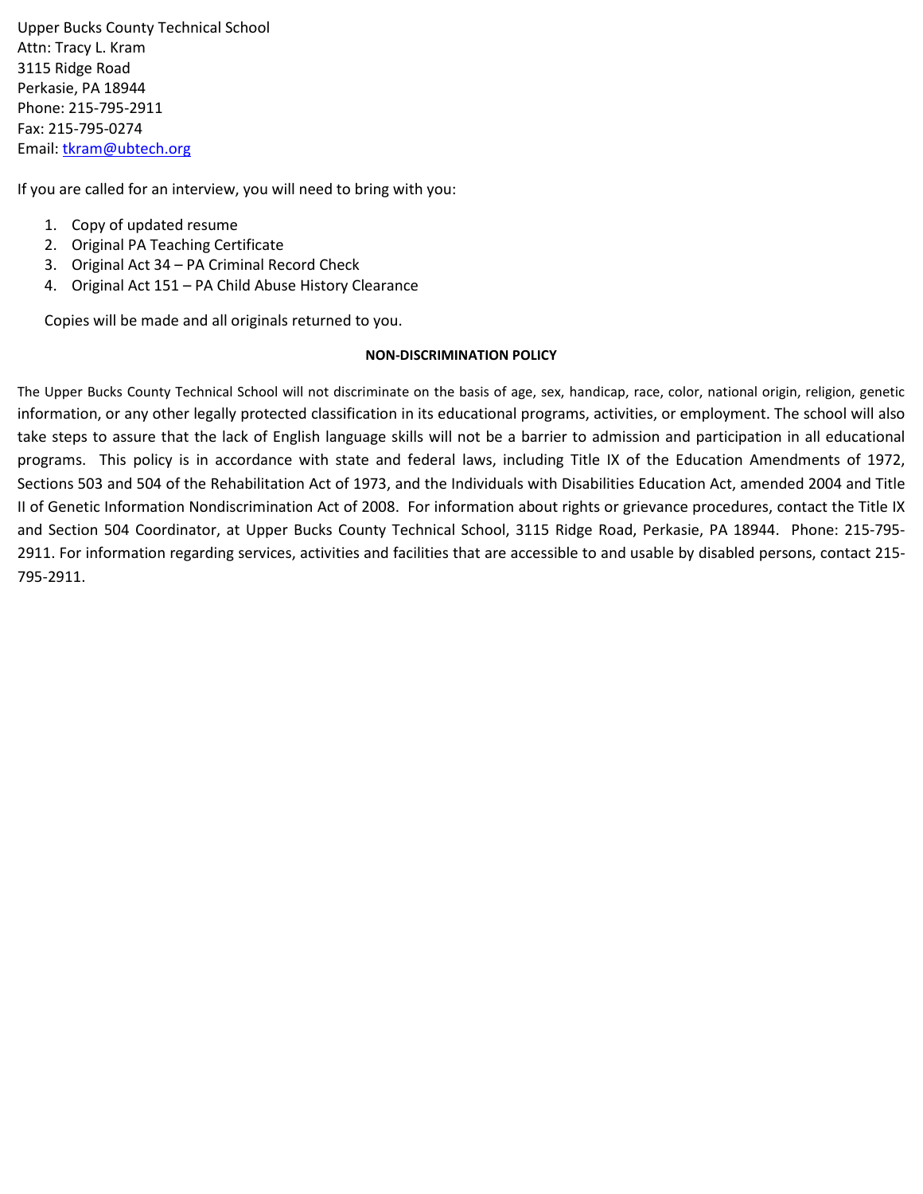Upper Bucks County Technical School
Attn: Tracy L. Kram
3115 Ridge Road
Perkasie, PA 18944
Phone: 215-795-2911
Fax: 215-795-0274
Email: tkram@ubtech.org

If you are called for an interview, you will need to bring with you:

1. Copy of updated resume
2. Original PA Teaching Certificate
3. Original Act 34 – PA Criminal Record Check
4. Original Act 151 – PA Child Abuse History Clearance

Copies will be made and all originals returned to you.

**NON-DISCRIMINATION POLICY**

The Upper Bucks County Technical School will not discriminate on the basis of age, sex, handicap, race, color, national origin, religion, genetic information, or any other legally protected classification in its educational programs, activities, or employment. The school will also take steps to assure that the lack of English language skills will not be a barrier to admission and participation in all educational programs. This policy is in accordance with state and federal laws, including Title IX of the Education Amendments of 1972, Sections 503 and 504 of the Rehabilitation Act of 1973, and the Individuals with Disabilities Education Act, amended 2004 and Title II of Genetic Information Nondiscrimination Act of 2008. For information about rights or grievance procedures, contact the Title IX and Section 504 Coordinator, at Upper Bucks County Technical School, 3115 Ridge Road, Perkasie, PA 18944. Phone: 215-795-2911. For information regarding services, activities and facilities that are accessible to and usable by disabled persons, contact 215-795-2911.